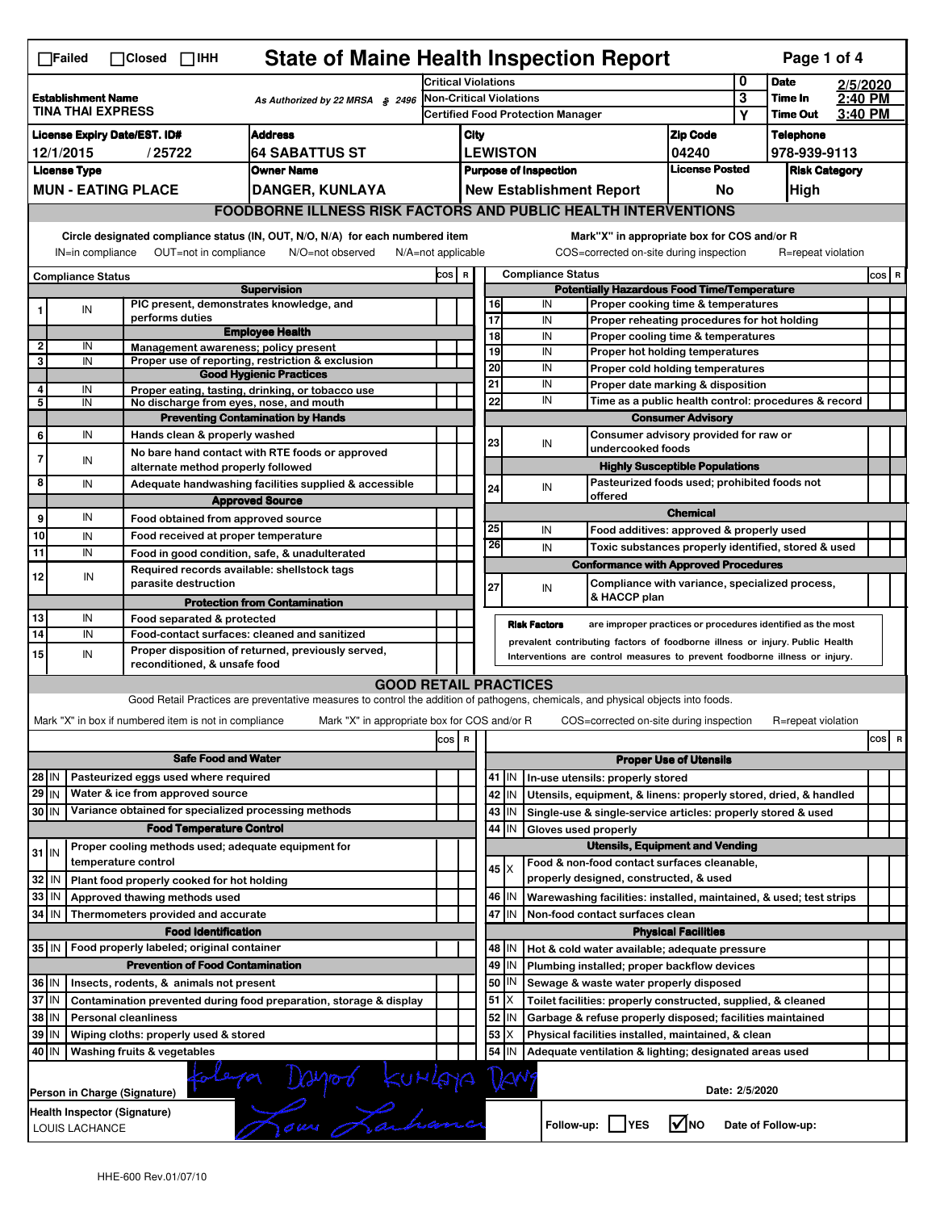☐Failed ☐Closed ☐IHH

# State of Maine Health Inspection Report

Page 1 of 4

| | | | |
|---|---|---|---|
| **Establishment Name** TINA THAI EXPRESS | As Authorized by 22 MRSA § 2496 | Critical Violations | 0 |
| | | Non-Critical Violations | 3 |
| | | Certified Food Protection Manager | Y |

**Date** 2/5/2020 **Time In** 2:40 PM **Time Out** 3:40 PM

| License Expiry Date/EST. ID# | Address | City | Zip Code | Telephone |
|---|---|---|---|---|
| 12/1/2015 / 25722 | 64 SABATTUS ST | LEWISTON | 04240 | 978-939-9113 |
| **License Type** | **Owner Name** | **Purpose of Inspection** | **License Posted** | **Risk Category** |
| MUN - EATING PLACE | DANGER, KUNLAYA | New Establishment Report | No | High |

## FOODBORNE ILLNESS RISK FACTORS AND PUBLIC HEALTH INTERVENTIONS

Circle designated compliance status (IN, OUT, N/O, N/A) for each numbered item — IN=in compliance OUT=not in compliance N/O=not observed N/A=not applicable

Mark"X" in appropriate box for COS and/or R — COS=corrected on-site during inspection R=repeat violation

| # | Compliance Status | Item | COS | R |
|---|---|---|---|---|
| | | **Supervision** | | |
| 1 | IN | PIC present, demonstrates knowledge, and performs duties | | |
| | | **Employee Health** | | |
| 2 | IN | Management awareness; policy present | | |
| 3 | IN | Proper use of reporting, restriction & exclusion | | |
| | | **Good Hygienic Practices** | | |
| 4 | IN | Proper eating, tasting, drinking, or tobacco use | | |
| 5 | IN | No discharge from eyes, nose, and mouth | | |
| | | **Preventing Contamination by Hands** | | |
| 6 | IN | Hands clean & properly washed | | |
| 7 | IN | No bare hand contact with RTE foods or approved alternate method properly followed | | |
| 8 | IN | Adequate handwashing facilities supplied & accessible | | |
| | | **Approved Source** | | |
| 9 | IN | Food obtained from approved source | | |
| 10 | IN | Food received at proper temperature | | |
| 11 | IN | Food in good condition, safe, & unadulterated | | |
| 12 | IN | Required records available: shellstock tags parasite destruction | | |
| | | **Protection from Contamination** | | |
| 13 | IN | Food separated & protected | | |
| 14 | IN | Food-contact surfaces: cleaned and sanitized | | |
| 15 | IN | Proper disposition of returned, previously served, reconditioned, & unsafe food | | |
| | | **Potentially Hazardous Food Time/Temperature** | | |
| 16 | IN | Proper cooking time & temperatures | | |
| 17 | IN | Proper reheating procedures for hot holding | | |
| 18 | IN | Proper cooling time & temperatures | | |
| 19 | IN | Proper hot holding temperatures | | |
| 20 | IN | Proper cold holding temperatures | | |
| 21 | IN | Proper date marking & disposition | | |
| 22 | IN | Time as a public health control: procedures & record | | |
| | | **Consumer Advisory** | | |
| 23 | IN | Consumer advisory provided for raw or undercooked foods | | |
| | | **Highly Susceptible Populations** | | |
| 24 | IN | Pasteurized foods used; prohibited foods not offered | | |
| | | **Chemical** | | |
| 25 | IN | Food additives: approved & properly used | | |
| 26 | IN | Toxic substances properly identified, stored & used | | |
| | | **Conformance with Approved Procedures** | | |
| 27 | IN | Compliance with variance, specialized process, & HACCP plan | | |

**Risk Factors** are improper practices or procedures identified as the most prevalent contributing factors of foodborne illness or injury. Public Health Interventions are control measures to prevent foodborne illness or injury.

## GOOD RETAIL PRACTICES

Good Retail Practices are preventative measures to control the addition of pathogens, chemicals, and physical objects into foods.

Mark "X" in box if numbered item is not in compliance — Mark "X" in appropriate box for COS and/or R — COS=corrected on-site during inspection — R=repeat violation

| # | Status | Item | COS | R |
|---|---|---|---|---|
| | | **Safe Food and Water** | | |
| 28 | IN | Pasteurized eggs used where required | | |
| 29 | IN | Water & ice from approved source | | |
| 30 | IN | Variance obtained for specialized processing methods | | |
| | | **Food Temperature Control** | | |
| 31 | IN | Proper cooling methods used; adequate equipment for temperature control | | |
| 32 | IN | Plant food properly cooked for hot holding | | |
| 33 | IN | Approved thawing methods used | | |
| 34 | IN | Thermometers provided and accurate | | |
| | | **Food Identification** | | |
| 35 | IN | Food properly labeled; original container | | |
| | | **Prevention of Food Contamination** | | |
| 36 | IN | Insects, rodents, & animals not present | | |
| 37 | IN | Contamination prevented during food preparation, storage & display | | |
| 38 | IN | Personal cleanliness | | |
| 39 | IN | Wiping cloths: properly used & stored | | |
| 40 | IN | Washing fruits & vegetables | | |
| | | **Proper Use of Utensils** | | |
| 41 | IN | In-use utensils: properly stored | | |
| 42 | IN | Utensils, equipment, & linens: properly stored, dried, & handled | | |
| 43 | IN | Single-use & single-service articles: properly stored & used | | |
| 44 | IN | Gloves used properly | | |
| | | **Utensils, Equipment and Vending** | | |
| 45 | X | Food & non-food contact surfaces cleanable, properly designed, constructed, & used | | |
| 46 | IN | Warewashing facilities: installed, maintained, & used; test strips | | |
| 47 | IN | Non-food contact surfaces clean | | |
| | | **Physical Facilities** | | |
| 48 | IN | Hot & cold water available; adequate pressure | | |
| 49 | IN | Plumbing installed; proper backflow devices | | |
| 50 | IN | Sewage & waste water properly disposed | | |
| 51 | X | Toilet facilities: properly constructed, supplied, & cleaned | | |
| 52 | IN | Garbage & refuse properly disposed; facilities maintained | | |
| 53 | X | Physical facilities installed, maintained, & clean | | |
| 54 | IN | Adequate ventilation & lighting; designated areas used | | |

**Person in Charge (Signature)** Kunlaya Danger Kunlaya Dang

Date: 2/5/2020

**Health Inspector (Signature)** LOUIS LACHANCE — Louis Lachance

Follow-up: ☐ YES ☑ NO Date of Follow-up:

HHE-600 Rev.01/07/10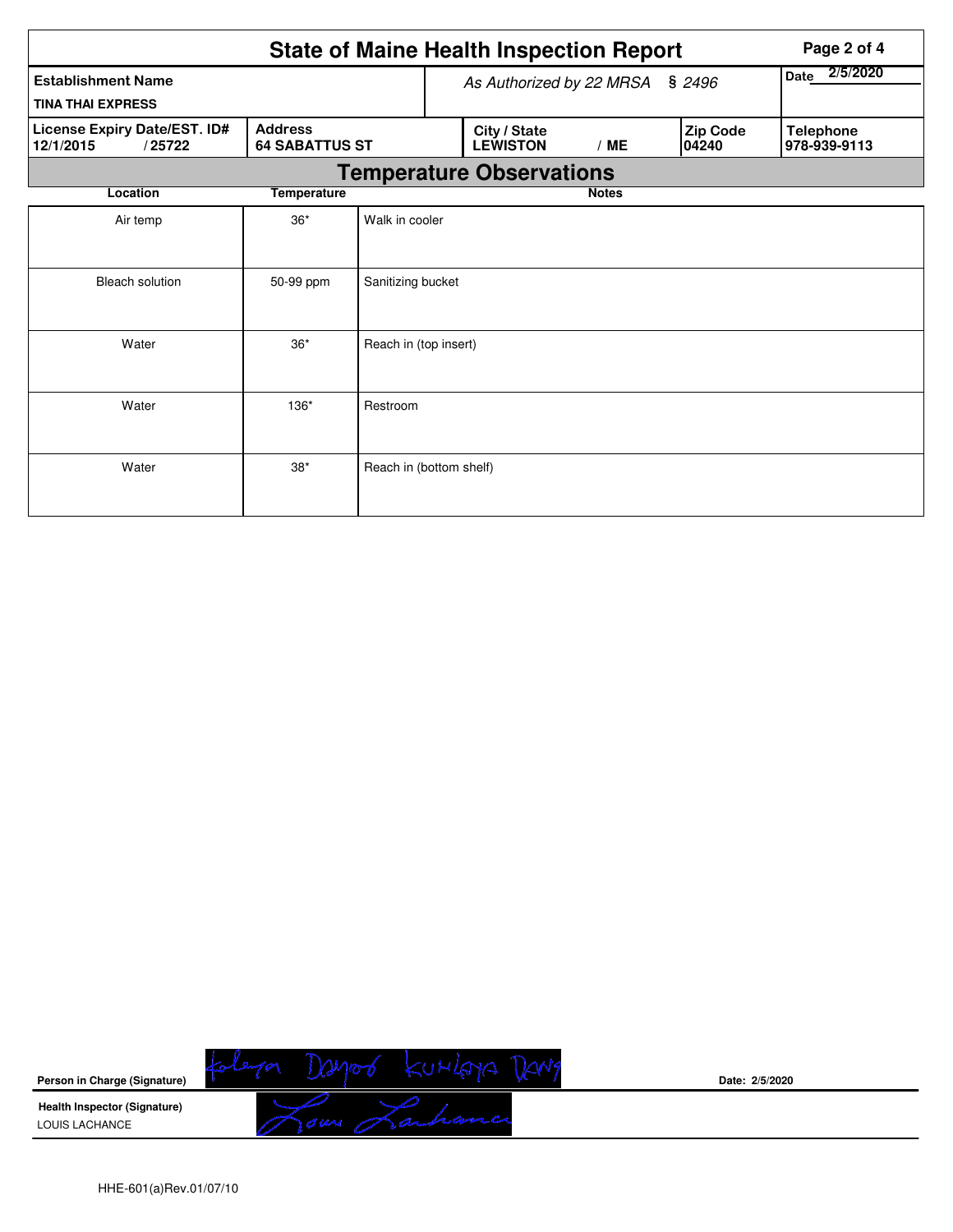# State of Maine Health Inspection Report

| Establishment Name | As Authorized by 22 MRSA § 2496 | | | Date 2/5/2020 |
|---|---|---|---|---|
| TINA THAI EXPRESS | | | | |
| License Expiry Date/EST. ID# 12/1/2015 / 25722 | Address 64 SABATTUS ST | City / State LEWISTON / ME | Zip Code 04240 | Telephone 978-939-9113 |

## Temperature Observations

| Location | Temperature | Notes |
|---|---|---|
| Air temp | 36* | Walk in cooler |
| Bleach solution | 50-99 ppm | Sanitizing bucket |
| Water | 36* | Reach in (top insert) |
| Water | 136* | Restroom |
| Water | 38* | Reach in (bottom shelf) |

**Person in Charge (Signature)** Koleya Dayod KUHIGYA DANG — **Date:** 2/5/2020

**Health Inspector (Signature)** LOUIS LACHANCE — Louis Lachance

HHE-601(a)Rev.01/07/10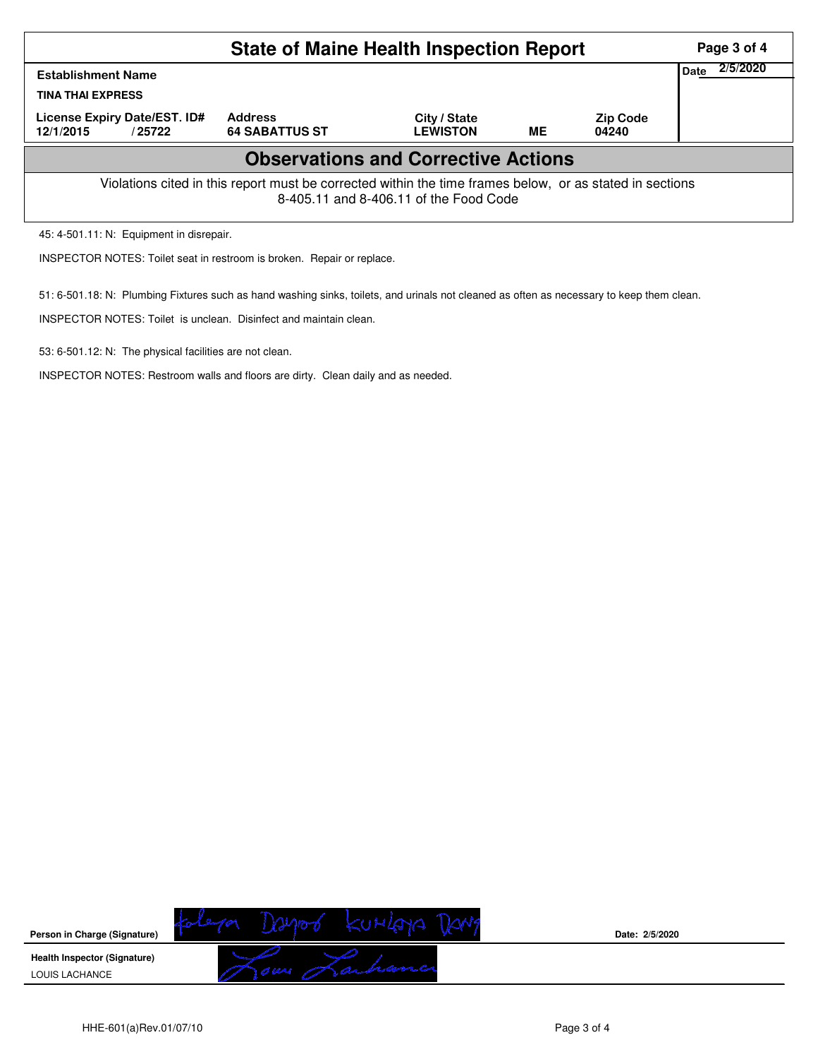# State of Maine Health Inspection Report

| Establishment Name | | | | | Date 2/5/2020 |
|---|---|---|---|---|---|
| TINA THAI EXPRESS | | | | | |
| License Expiry Date/EST. ID# | Address | City / State | | Zip Code | |
| 12/1/2015 / 25722 | 64 SABATTUS ST | LEWISTON | ME | 04240 | |

## Observations and Corrective Actions

Violations cited in this report must be corrected within the time frames below, or as stated in sections 8-405.11 and 8-406.11 of the Food Code

45: 4-501.11: N: Equipment in disrepair.

INSPECTOR NOTES: Toilet seat in restroom is broken. Repair or replace.

51: 6-501.18: N: Plumbing Fixtures such as hand washing sinks, toilets, and urinals not cleaned as often as necessary to keep them clean.

INSPECTOR NOTES: Toilet is unclean. Disinfect and maintain clean.

53: 6-501.12: N: The physical facilities are not clean.

INSPECTOR NOTES: Restroom walls and floors are dirty. Clean daily and as needed.

**Person in Charge (Signature)** [signature] **Date:** 2/5/2020

**Health Inspector (Signature)** [signature]

LOUIS LACHANCE

HHE-601(a)Rev.01/07/10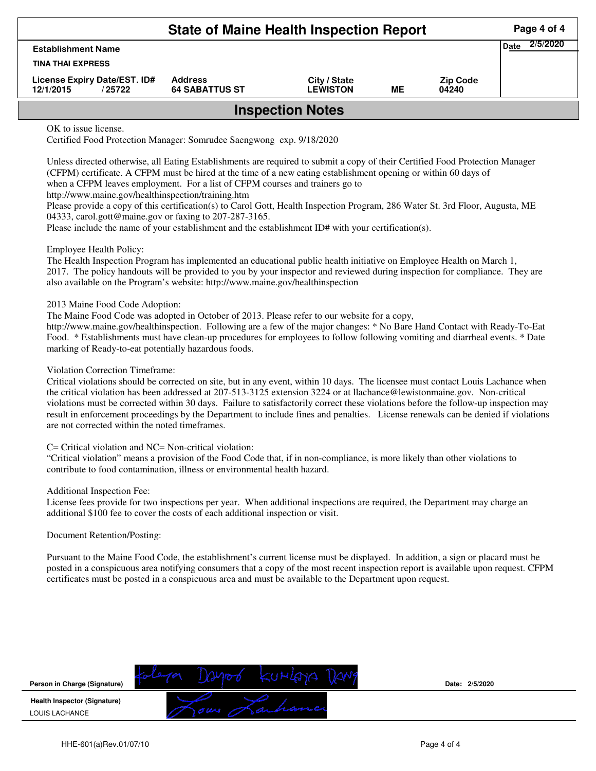# State of Maine Health Inspection Report

| | | | | | |
|---|---|---|---|---|---|
| **Establishment Name** | | | | | **Date** 2/5/2020 |
| **TINA THAI EXPRESS** | | | | | |
| **License Expiry Date/EST. ID#** 12/1/2015 / 25722 | **Address** 64 SABATTUS ST | **City / State** LEWISTON | ME | **Zip Code** 04240 | |

## Inspection Notes

OK to issue license.
Certified Food Protection Manager: Somrudee Saengwong exp. 9/18/2020

Unless directed otherwise, all Eating Establishments are required to submit a copy of their Certified Food Protection Manager (CFPM) certificate. A CFPM must be hired at the time of a new eating establishment opening or within 60 days of when a CFPM leaves employment. For a list of CFPM courses and trainers go to http://www.maine.gov/healthinspection/training.htm
Please provide a copy of this certification(s) to Carol Gott, Health Inspection Program, 286 Water St. 3rd Floor, Augusta, ME 04333, carol.gott@maine.gov or faxing to 207-287-3165.
Please include the name of your establishment and the establishment ID# with your certification(s).

Employee Health Policy:
The Health Inspection Program has implemented an educational public health initiative on Employee Health on March 1, 2017. The policy handouts will be provided to you by your inspector and reviewed during inspection for compliance. They are also available on the Program's website: http://www.maine.gov/healthinspection

2013 Maine Food Code Adoption:
The Maine Food Code was adopted in October of 2013. Please refer to our website for a copy, http://www.maine.gov/healthinspection. Following are a few of the major changes: * No Bare Hand Contact with Ready-To-Eat Food. * Establishments must have clean-up procedures for employees to follow following vomiting and diarrheal events. * Date marking of Ready-to-eat potentially hazardous foods.

Violation Correction Timeframe:
Critical violations should be corrected on site, but in any event, within 10 days. The licensee must contact Louis Lachance when the critical violation has been addressed at 207-513-3125 extension 3224 or at llachance@lewistonmaine.gov. Non-critical violations must be corrected within 30 days. Failure to satisfactorily correct these violations before the follow-up inspection may result in enforcement proceedings by the Department to include fines and penalties. License renewals can be denied if violations are not corrected within the noted timeframes.

C= Critical violation and NC= Non-critical violation:
"Critical violation" means a provision of the Food Code that, if in non-compliance, is more likely than other violations to contribute to food contamination, illness or environmental health hazard.

Additional Inspection Fee:
License fees provide for two inspections per year. When additional inspections are required, the Department may charge an additional $100 fee to cover the costs of each additional inspection or visit.

Document Retention/Posting:

Pursuant to the Maine Food Code, the establishment's current license must be displayed. In addition, a sign or placard must be posted in a conspicuous area notifying consumers that a copy of the most recent inspection report is available upon request. CFPM certificates must be posted in a conspicuous area and must be available to the Department upon request.

**Person in Charge (Signature)** Kaleya Dayoob KUHLAYA DANG &nbsp;&nbsp;&nbsp; **Date:** 2/5/2020

**Health Inspector (Signature)** Louis Lachance
LOUIS LACHANCE

HHE-601(a)Rev.01/07/10